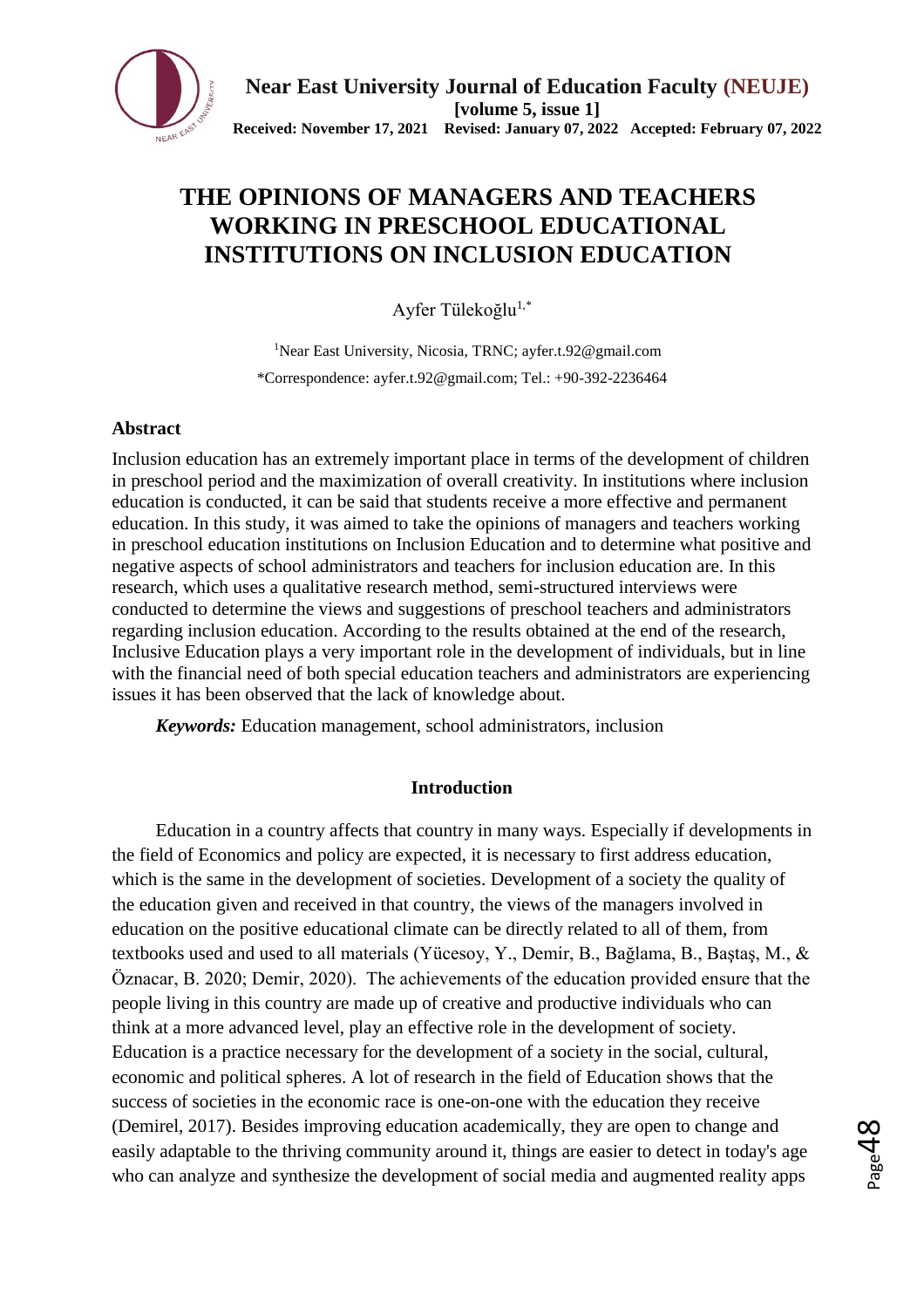Near East University Journal of Education Faculty (NEUJE)
[volume 5, issue 1]
Received: November 17, 2021 Revised: January 07, 2022 Accepted: February 07, 2022

# THE OPINIONS OF MANAGERS AND TEACHERS WORKING IN PRESCHOOL EDUCATIONAL INSTITUTIONS ON INCLUSION EDUCATION

Ayfer Tülekoğlu[1,*]

[1]Near East University, Nicosia, TRNC; ayfer.t.92@gmail.com
*Correspondence: ayfer.t.92@gmail.com; Tel.: +90-392-2236464

## Abstract

Inclusion education has an extremely important place in terms of the development of children in preschool period and the maximization of overall creativity. In institutions where inclusion education is conducted, it can be said that students receive a more effective and permanent education. In this study, it was aimed to take the opinions of managers and teachers working in preschool education institutions on Inclusion Education and to determine what positive and negative aspects of school administrators and teachers for inclusion education are. In this research, which uses a qualitative research method, semi-structured interviews were conducted to determine the views and suggestions of preschool teachers and administrators regarding inclusion education. According to the results obtained at the end of the research, Inclusive Education plays a very important role in the development of individuals, but in line with the financial need of both special education teachers and administrators are experiencing issues it has been observed that the lack of knowledge about.

***Keywords:*** Education management, school administrators, inclusion

## Introduction

Education in a country affects that country in many ways. Especially if developments in the field of Economics and policy are expected, it is necessary to first address education, which is the same in the development of societies. Development of a society the quality of the education given and received in that country, the views of the managers involved in education on the positive educational climate can be directly related to all of them, from textbooks used and used to all materials (Yücesoy, Y., Demir, B., Bağlama, B., Baştaş, M., & Öznacar, B. 2020; Demir, 2020). The achievements of the education provided ensure that the people living in this country are made up of creative and productive individuals who can think at a more advanced level, play an effective role in the development of society. Education is a practice necessary for the development of a society in the social, cultural, economic and political spheres. A lot of research in the field of Education shows that the success of societies in the economic race is one-on-one with the education they receive (Demirel, 2017). Besides improving education academically, they are open to change and easily adaptable to the thriving community around it, things are easier to detect in today's age who can analyze and synthesize the development of social media and augmented reality apps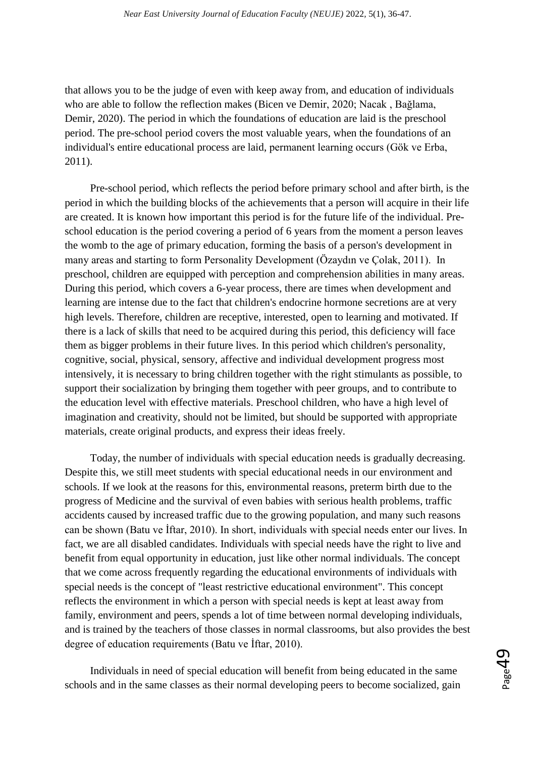that allows you to be the judge of even with keep away from, and education of individuals who are able to follow the reflection makes (Bicen ve Demir, 2020; Nacak , Bağlama, Demir, 2020). The period in which the foundations of education are laid is the preschool period. The pre-school period covers the most valuable years, when the foundations of an individual's entire educational process are laid, permanent learning occurs (Gök ve Erba, 2011).

Pre-school period, which reflects the period before primary school and after birth, is the period in which the building blocks of the achievements that a person will acquire in their life are created. It is known how important this period is for the future life of the individual. Pre-school education is the period covering a period of 6 years from the moment a person leaves the womb to the age of primary education, forming the basis of a person's development in many areas and starting to form Personality Development (Özaydın ve Çolak, 2011). In preschool, children are equipped with perception and comprehension abilities in many areas. During this period, which covers a 6-year process, there are times when development and learning are intense due to the fact that children's endocrine hormone secretions are at very high levels. Therefore, children are receptive, interested, open to learning and motivated. If there is a lack of skills that need to be acquired during this period, this deficiency will face them as bigger problems in their future lives. In this period which children's personality, cognitive, social, physical, sensory, affective and individual development progress most intensively, it is necessary to bring children together with the right stimulants as possible, to support their socialization by bringing them together with peer groups, and to contribute to the education level with effective materials. Preschool children, who have a high level of imagination and creativity, should not be limited, but should be supported with appropriate materials, create original products, and express their ideas freely.

Today, the number of individuals with special education needs is gradually decreasing. Despite this, we still meet students with special educational needs in our environment and schools. If we look at the reasons for this, environmental reasons, preterm birth due to the progress of Medicine and the survival of even babies with serious health problems, traffic accidents caused by increased traffic due to the growing population, and many such reasons can be shown (Batu ve İftar, 2010). In short, individuals with special needs enter our lives. In fact, we are all disabled candidates. Individuals with special needs have the right to live and benefit from equal opportunity in education, just like other normal individuals. The concept that we come across frequently regarding the educational environments of individuals with special needs is the concept of "least restrictive educational environment". This concept reflects the environment in which a person with special needs is kept at least away from family, environment and peers, spends a lot of time between normal developing individuals, and is trained by the teachers of those classes in normal classrooms, but also provides the best degree of education requirements (Batu ve İftar, 2010).

Individuals in need of special education will benefit from being educated in the same schools and in the same classes as their normal developing peers to become socialized, gain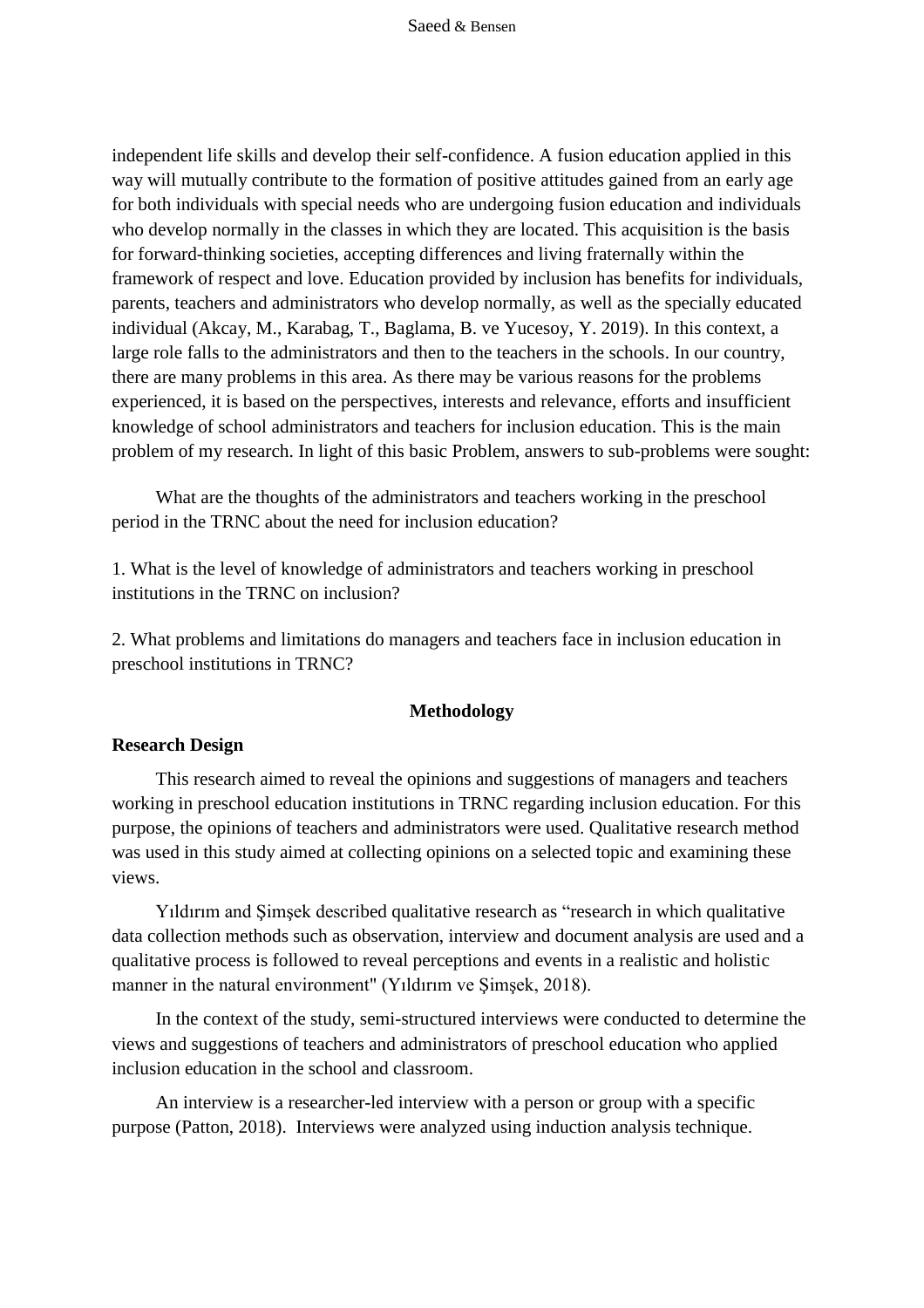independent life skills and develop their self-confidence. A fusion education applied in this way will mutually contribute to the formation of positive attitudes gained from an early age for both individuals with special needs who are undergoing fusion education and individuals who develop normally in the classes in which they are located. This acquisition is the basis for forward-thinking societies, accepting differences and living fraternally within the framework of respect and love. Education provided by inclusion has benefits for individuals, parents, teachers and administrators who develop normally, as well as the specially educated individual (Akcay, M., Karabag, T., Baglama, B. ve Yucesoy, Y. 2019). In this context, a large role falls to the administrators and then to the teachers in the schools. In our country, there are many problems in this area. As there may be various reasons for the problems experienced, it is based on the perspectives, interests and relevance, efforts and insufficient knowledge of school administrators and teachers for inclusion education. This is the main problem of my research. In light of this basic Problem, answers to sub-problems were sought:

What are the thoughts of the administrators and teachers working in the preschool period in the TRNC about the need for inclusion education?

1. What is the level of knowledge of administrators and teachers working in preschool institutions in the TRNC on inclusion?

2. What problems and limitations do managers and teachers face in inclusion education in preschool institutions in TRNC?

## Methodology

### Research Design

This research aimed to reveal the opinions and suggestions of managers and teachers working in preschool education institutions in TRNC regarding inclusion education. For this purpose, the opinions of teachers and administrators were used. Qualitative research method was used in this study aimed at collecting opinions on a selected topic and examining these views.

Yıldırım and Şimşek described qualitative research as "research in which qualitative data collection methods such as observation, interview and document analysis are used and a qualitative process is followed to reveal perceptions and events in a realistic and holistic manner in the natural environment" (Yıldırım ve Şimşek, 2018).

In the context of the study, semi-structured interviews were conducted to determine the views and suggestions of teachers and administrators of preschool education who applied inclusion education in the school and classroom.

An interview is a researcher-led interview with a person or group with a specific purpose (Patton, 2018). Interviews were analyzed using induction analysis technique.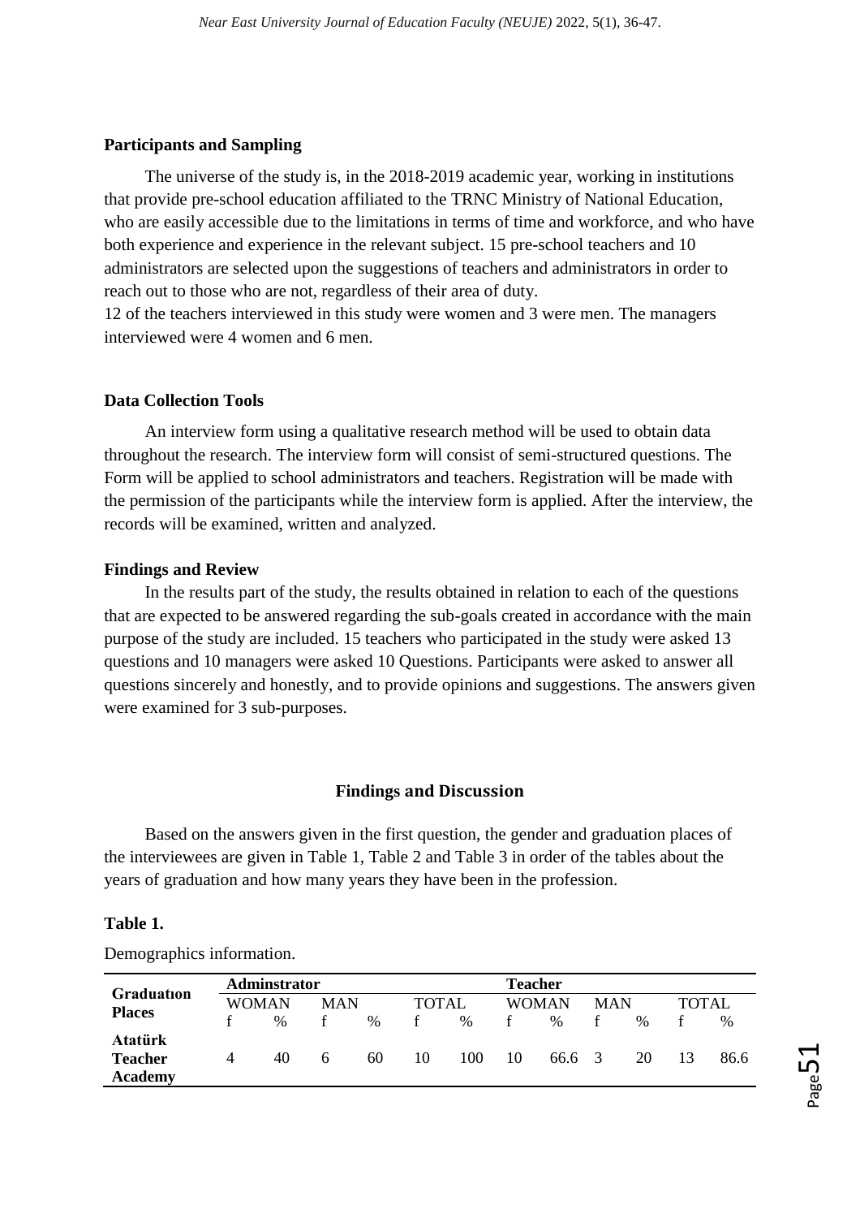### Participants and Sampling

The universe of the study is, in the 2018-2019 academic year, working in institutions that provide pre-school education affiliated to the TRNC Ministry of National Education, who are easily accessible due to the limitations in terms of time and workforce, and who have both experience and experience in the relevant subject. 15 pre-school teachers and 10 administrators are selected upon the suggestions of teachers and administrators in order to reach out to those who are not, regardless of their area of duty.
12 of the teachers interviewed in this study were women and 3 were men. The managers interviewed were 4 women and 6 men.

### Data Collection Tools

An interview form using a qualitative research method will be used to obtain data throughout the research. The interview form will consist of semi-structured questions. The Form will be applied to school administrators and teachers. Registration will be made with the permission of the participants while the interview form is applied. After the interview, the records will be examined, written and analyzed.

### Findings and Review

In the results part of the study, the results obtained in relation to each of the questions that are expected to be answered regarding the sub-goals created in accordance with the main purpose of the study are included. 15 teachers who participated in the study were asked 13 questions and 10 managers were asked 10 Questions. Participants were asked to answer all questions sincerely and honestly, and to provide opinions and suggestions. The answers given were examined for 3 sub-purposes.

## Findings and Discussion

Based on the answers given in the first question, the gender and graduation places of the interviewees are given in Table 1, Table 2 and Table 3 in order of the tables about the years of graduation and how many years they have been in the profession.

**Table 1.**

Demographics information.

| Graduatıon Places | Adminstrator | | | | | | Teacher | | | | | |
|---|---|---|---|---|---|---|---|---|---|---|---|---|
| | WOMAN | | MAN | | TOTAL | | WOMAN | | MAN | | TOTAL | |
| | f | % | f | % | f | % | f | % | f | % | f | % |
| **Atatürk Teacher Academy** | 4 | 40 | 6 | 60 | 10 | 100 | 10 | 66.6 | 3 | 20 | 13 | 86.6 |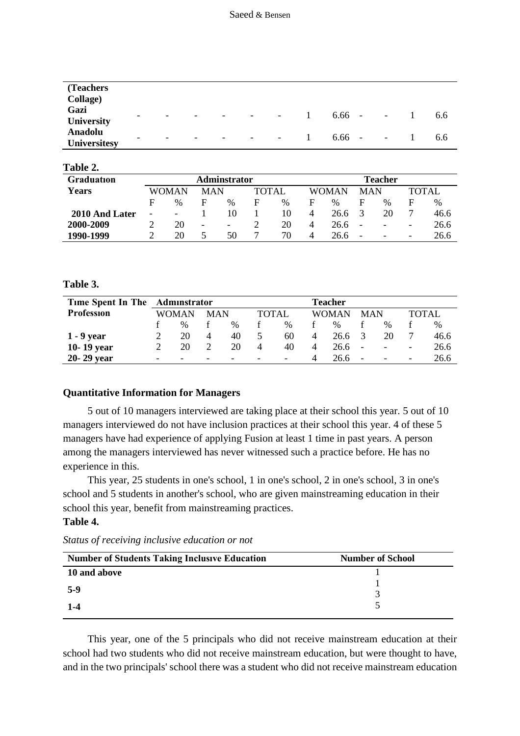| (Teachers Collage) | | | | | | | | | | | | |
|---|---|---|---|---|---|---|---|---|---|---|---|---|
| **Gazi University** | - | - | - | - | - | - | 1 | 6.66 | - | - | 1 | 6.6 |
| **Anadolu Universitesy** | - | - | - | - | - | - | 1 | 6.66 | - | - | 1 | 6.6 |

**Table 2.**

| Graduatıon Years | Adminstrator | | | | | | Teacher | | | | | |
|---|---|---|---|---|---|---|---|---|---|---|---|---|
| | WOMAN | | MAN | | TOTAL | | WOMAN | | MAN | | TOTAL | |
| | F | % | F | % | F | % | F | % | F | % | F | % |
| **2010 And Later** | - | - | 1 | 10 | 1 | 10 | 4 | 26.6 | 3 | 20 | 7 | 46.6 |
| **2000-2009** | 2 | 20 | - | - | 2 | 20 | 4 | 26.6 | - | - | - | 26.6 |
| **1990-1999** | 2 | 20 | 5 | 50 | 7 | 70 | 4 | 26.6 | - | - | - | 26.6 |

**Table 3.**

| Tıme Spent In The Professıon | Admınstrator | | | | | | Teacher | | | | | |
|---|---|---|---|---|---|---|---|---|---|---|---|---|
| | WOMAN | | MAN | | TOTAL | | WOMAN | | MAN | | TOTAL | |
| | f | % | f | % | f | % | f | % | f | % | f | % |
| **1 - 9 year** | 2 | 20 | 4 | 40 | 5 | 60 | 4 | 26.6 | 3 | 20 | 7 | 46.6 |
| **10- 19 year** | 2 | 20 | 2 | 20 | 4 | 40 | 4 | 26.6 | - | - | - | 26.6 |
| **20- 29 year** | - | - | - | - | - | - | 4 | 26.6 | - | - | - | 26.6 |

**Quantitative Information for Managers**

5 out of 10 managers interviewed are taking place at their school this year. 5 out of 10 managers interviewed do not have inclusion practices at their school this year. 4 of these 5 managers have had experience of applying Fusion at least 1 time in past years. A person among the managers interviewed has never witnessed such a practice before. He has no experience in this.

This year, 25 students in one's school, 1 in one's school, 2 in one's school, 3 in one's school and 5 students in another's school, who are given mainstreaming education in their school this year, benefit from mainstreaming practices.

**Table 4.**

*Status of receiving inclusive education or not*

| Number of Students Taking Inclusıve Education | Number of School |
|---|---|
| **10 and above** | 1 |
| **5-9** | 1<br>3 |
| **1-4** | 5 |

This year, one of the 5 principals who did not receive mainstream education at their school had two students who did not receive mainstream education, but were thought to have, and in the two principals' school there was a student who did not receive mainstream education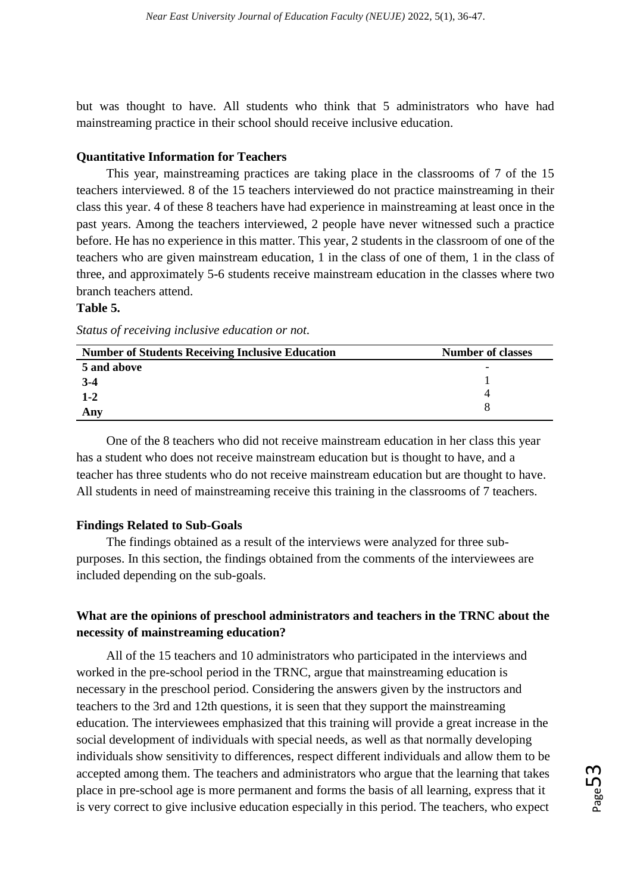but was thought to have. All students who think that 5 administrators who have had mainstreaming practice in their school should receive inclusive education.

**Quantitative Information for Teachers**

This year, mainstreaming practices are taking place in the classrooms of 7 of the 15 teachers interviewed. 8 of the 15 teachers interviewed do not practice mainstreaming in their class this year. 4 of these 8 teachers have had experience in mainstreaming at least once in the past years. Among the teachers interviewed, 2 people have never witnessed such a practice before. He has no experience in this matter. This year, 2 students in the classroom of one of the teachers who are given mainstream education, 1 in the class of one of them, 1 in the class of three, and approximately 5-6 students receive mainstream education in the classes where two branch teachers attend.

**Table 5.**

*Status of receiving inclusive education or not.*

| Number of Students Receiving Inclusive Education | Number of classes |
|---|---|
| 5 and above | - |
| 3-4 | 1 |
| 1-2 | 4 |
| Any | 8 |

One of the 8 teachers who did not receive mainstream education in her class this year has a student who does not receive mainstream education but is thought to have, and a teacher has three students who do not receive mainstream education but are thought to have. All students in need of mainstreaming receive this training in the classrooms of 7 teachers.

**Findings Related to Sub-Goals**

The findings obtained as a result of the interviews were analyzed for three sub-purposes. In this section, the findings obtained from the comments of the interviewees are included depending on the sub-goals.

**What are the opinions of preschool administrators and teachers in the TRNC about the necessity of mainstreaming education?**

All of the 15 teachers and 10 administrators who participated in the interviews and worked in the pre-school period in the TRNC, argue that mainstreaming education is necessary in the preschool period. Considering the answers given by the instructors and teachers to the 3rd and 12th questions, it is seen that they support the mainstreaming education. The interviewees emphasized that this training will provide a great increase in the social development of individuals with special needs, as well as that normally developing individuals show sensitivity to differences, respect different individuals and allow them to be accepted among them. The teachers and administrators who argue that the learning that takes place in pre-school age is more permanent and forms the basis of all learning, express that it is very correct to give inclusive education especially in this period. The teachers, who expect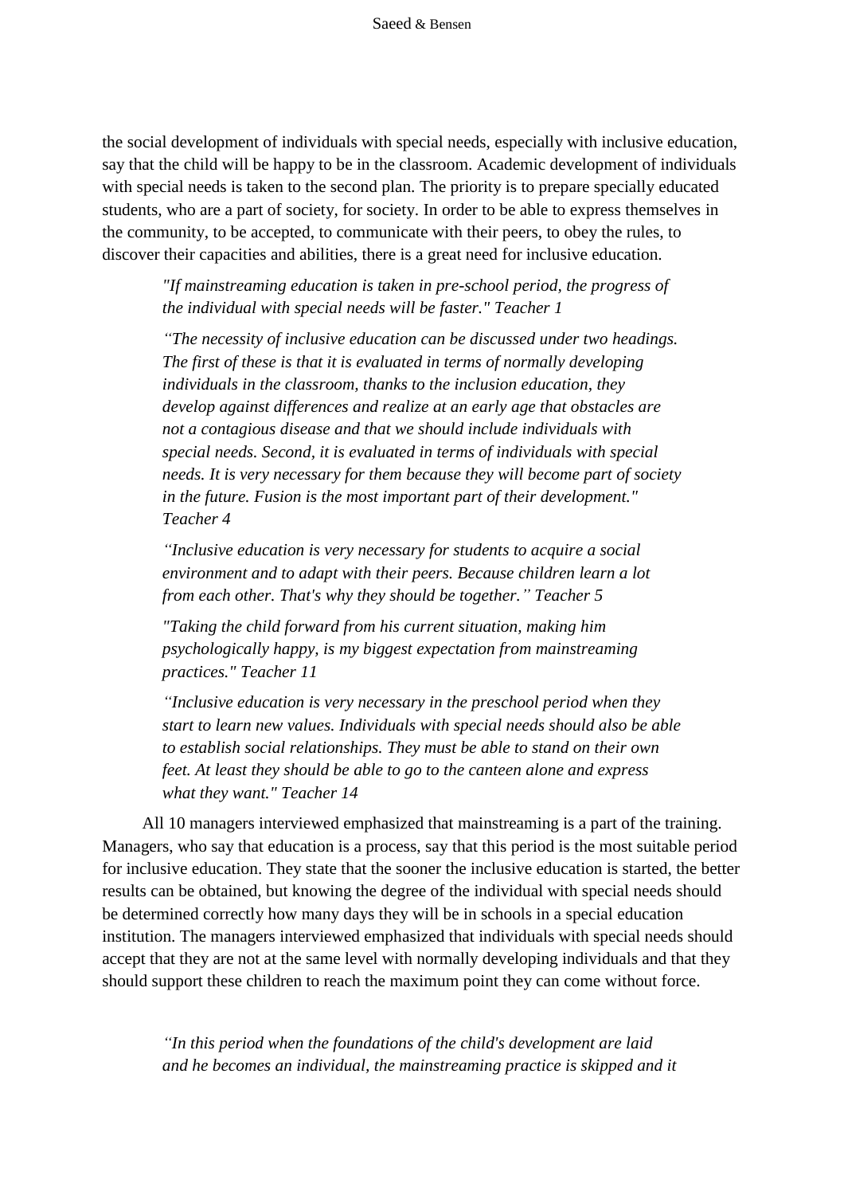the social development of individuals with special needs, especially with inclusive education, say that the child will be happy to be in the classroom. Academic development of individuals with special needs is taken to the second plan. The priority is to prepare specially educated students, who are a part of society, for society. In order to be able to express themselves in the community, to be accepted, to communicate with their peers, to obey the rules, to discover their capacities and abilities, there is a great need for inclusive education.

> *"If mainstreaming education is taken in pre-school period, the progress of the individual with special needs will be faster." Teacher 1*

> *"The necessity of inclusive education can be discussed under two headings. The first of these is that it is evaluated in terms of normally developing individuals in the classroom, thanks to the inclusion education, they develop against differences and realize at an early age that obstacles are not a contagious disease and that we should include individuals with special needs. Second, it is evaluated in terms of individuals with special needs. It is very necessary for them because they will become part of society in the future. Fusion is the most important part of their development." Teacher 4*

> *"Inclusive education is very necessary for students to acquire a social environment and to adapt with their peers. Because children learn a lot from each other. That's why they should be together." Teacher 5*

> *"Taking the child forward from his current situation, making him psychologically happy, is my biggest expectation from mainstreaming practices." Teacher 11*

> *"Inclusive education is very necessary in the preschool period when they start to learn new values. Individuals with special needs should also be able to establish social relationships. They must be able to stand on their own feet. At least they should be able to go to the canteen alone and express what they want." Teacher 14*

All 10 managers interviewed emphasized that mainstreaming is a part of the training. Managers, who say that education is a process, say that this period is the most suitable period for inclusive education. They state that the sooner the inclusive education is started, the better results can be obtained, but knowing the degree of the individual with special needs should be determined correctly how many days they will be in schools in a special education institution. The managers interviewed emphasized that individuals with special needs should accept that they are not at the same level with normally developing individuals and that they should support these children to reach the maximum point they can come without force.

> *"In this period when the foundations of the child's development are laid and he becomes an individual, the mainstreaming practice is skipped and it*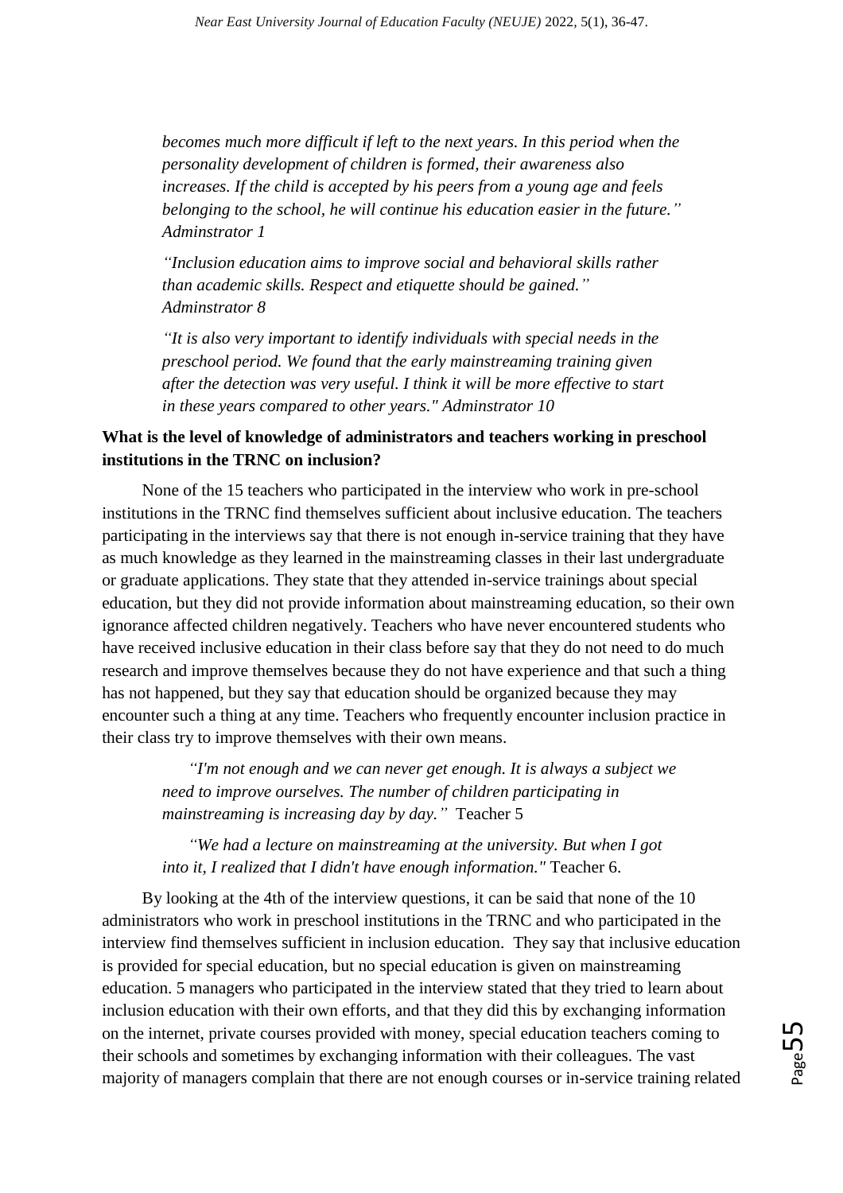*becomes much more difficult if left to the next years. In this period when the personality development of children is formed, their awareness also increases. If the child is accepted by his peers from a young age and feels belonging to the school, he will continue his education easier in the future." Adminstrator 1*

*"Inclusion education aims to improve social and behavioral skills rather than academic skills. Respect and etiquette should be gained." Adminstrator 8*

*"It is also very important to identify individuals with special needs in the preschool period. We found that the early mainstreaming training given after the detection was very useful. I think it will be more effective to start in these years compared to other years." Adminstrator 10*

**What is the level of knowledge of administrators and teachers working in preschool institutions in the TRNC on inclusion?**

None of the 15 teachers who participated in the interview who work in pre-school institutions in the TRNC find themselves sufficient about inclusive education. The teachers participating in the interviews say that there is not enough in-service training that they have as much knowledge as they learned in the mainstreaming classes in their last undergraduate or graduate applications. They state that they attended in-service trainings about special education, but they did not provide information about mainstreaming education, so their own ignorance affected children negatively. Teachers who have never encountered students who have received inclusive education in their class before say that they do not need to do much research and improve themselves because they do not have experience and that such a thing has not happened, but they say that education should be organized because they may encounter such a thing at any time. Teachers who frequently encounter inclusion practice in their class try to improve themselves with their own means.

*"I'm not enough and we can never get enough. It is always a subject we need to improve ourselves. The number of children participating in mainstreaming is increasing day by day."* Teacher 5

*"We had a lecture on mainstreaming at the university. But when I got into it, I realized that I didn't have enough information."* Teacher 6.

By looking at the 4th of the interview questions, it can be said that none of the 10 administrators who work in preschool institutions in the TRNC and who participated in the interview find themselves sufficient in inclusion education. They say that inclusive education is provided for special education, but no special education is given on mainstreaming education. 5 managers who participated in the interview stated that they tried to learn about inclusion education with their own efforts, and that they did this by exchanging information on the internet, private courses provided with money, special education teachers coming to their schools and sometimes by exchanging information with their colleagues. The vast majority of managers complain that there are not enough courses or in-service training related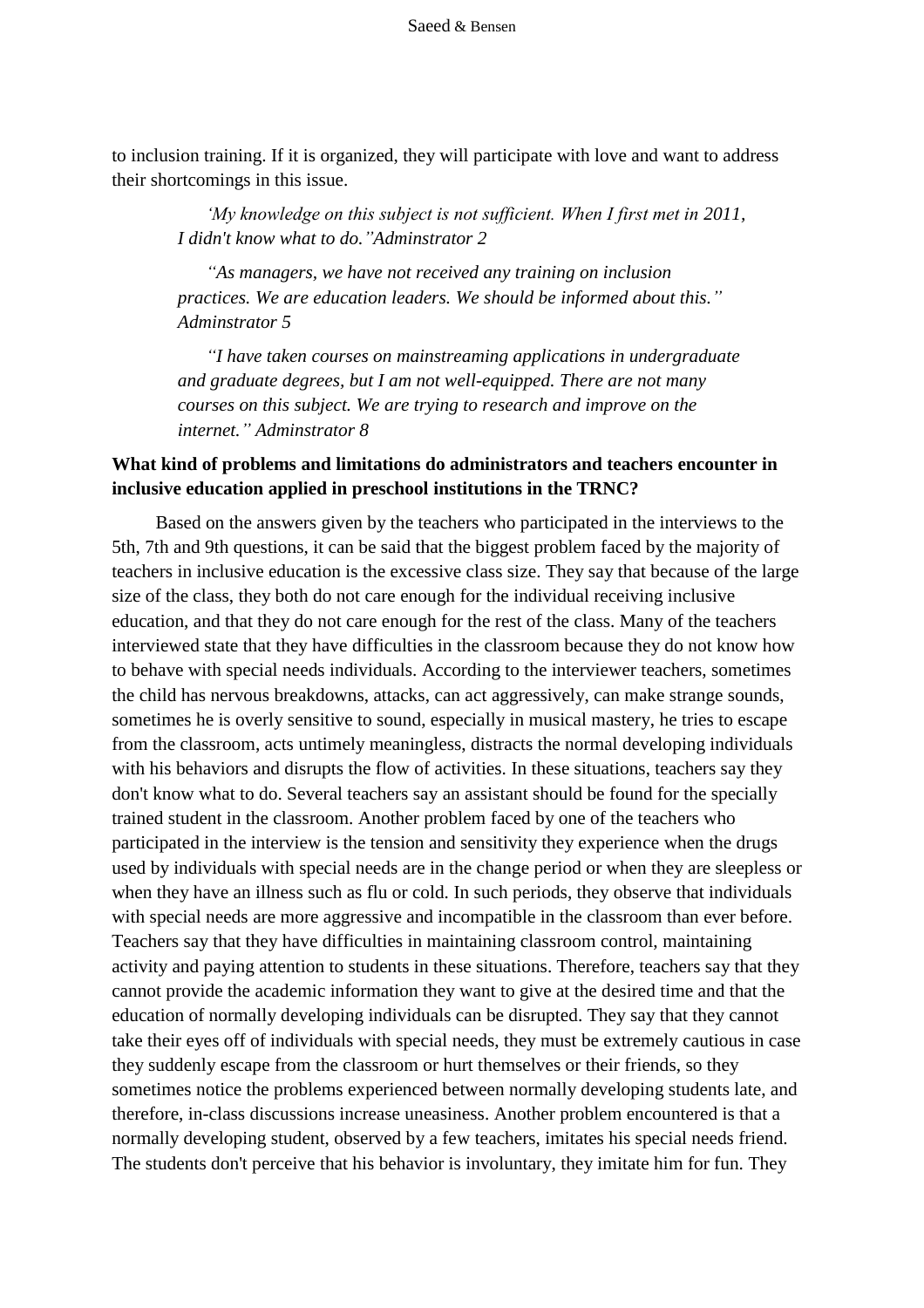to inclusion training. If it is organized, they will participate with love and want to address their shortcomings in this issue.

> *'My knowledge on this subject is not sufficient. When I first met in 2011, I didn't know what to do."Adminstrator 2*
>
> *"As managers, we have not received any training on inclusion practices. We are education leaders. We should be informed about this." Adminstrator 5*
>
> *"I have taken courses on mainstreaming applications in undergraduate and graduate degrees, but I am not well-equipped. There are not many courses on this subject. We are trying to research and improve on the internet." Adminstrator 8*

**What kind of problems and limitations do administrators and teachers encounter in inclusive education applied in preschool institutions in the TRNC?**

Based on the answers given by the teachers who participated in the interviews to the 5th, 7th and 9th questions, it can be said that the biggest problem faced by the majority of teachers in inclusive education is the excessive class size. They say that because of the large size of the class, they both do not care enough for the individual receiving inclusive education, and that they do not care enough for the rest of the class. Many of the teachers interviewed state that they have difficulties in the classroom because they do not know how to behave with special needs individuals. According to the interviewer teachers, sometimes the child has nervous breakdowns, attacks, can act aggressively, can make strange sounds, sometimes he is overly sensitive to sound, especially in musical mastery, he tries to escape from the classroom, acts untimely meaningless, distracts the normal developing individuals with his behaviors and disrupts the flow of activities. In these situations, teachers say they don't know what to do. Several teachers say an assistant should be found for the specially trained student in the classroom. Another problem faced by one of the teachers who participated in the interview is the tension and sensitivity they experience when the drugs used by individuals with special needs are in the change period or when they are sleepless or when they have an illness such as flu or cold. In such periods, they observe that individuals with special needs are more aggressive and incompatible in the classroom than ever before. Teachers say that they have difficulties in maintaining classroom control, maintaining activity and paying attention to students in these situations. Therefore, teachers say that they cannot provide the academic information they want to give at the desired time and that the education of normally developing individuals can be disrupted. They say that they cannot take their eyes off of individuals with special needs, they must be extremely cautious in case they suddenly escape from the classroom or hurt themselves or their friends, so they sometimes notice the problems experienced between normally developing students late, and therefore, in-class discussions increase uneasiness. Another problem encountered is that a normally developing student, observed by a few teachers, imitates his special needs friend. The students don't perceive that his behavior is involuntary, they imitate him for fun. They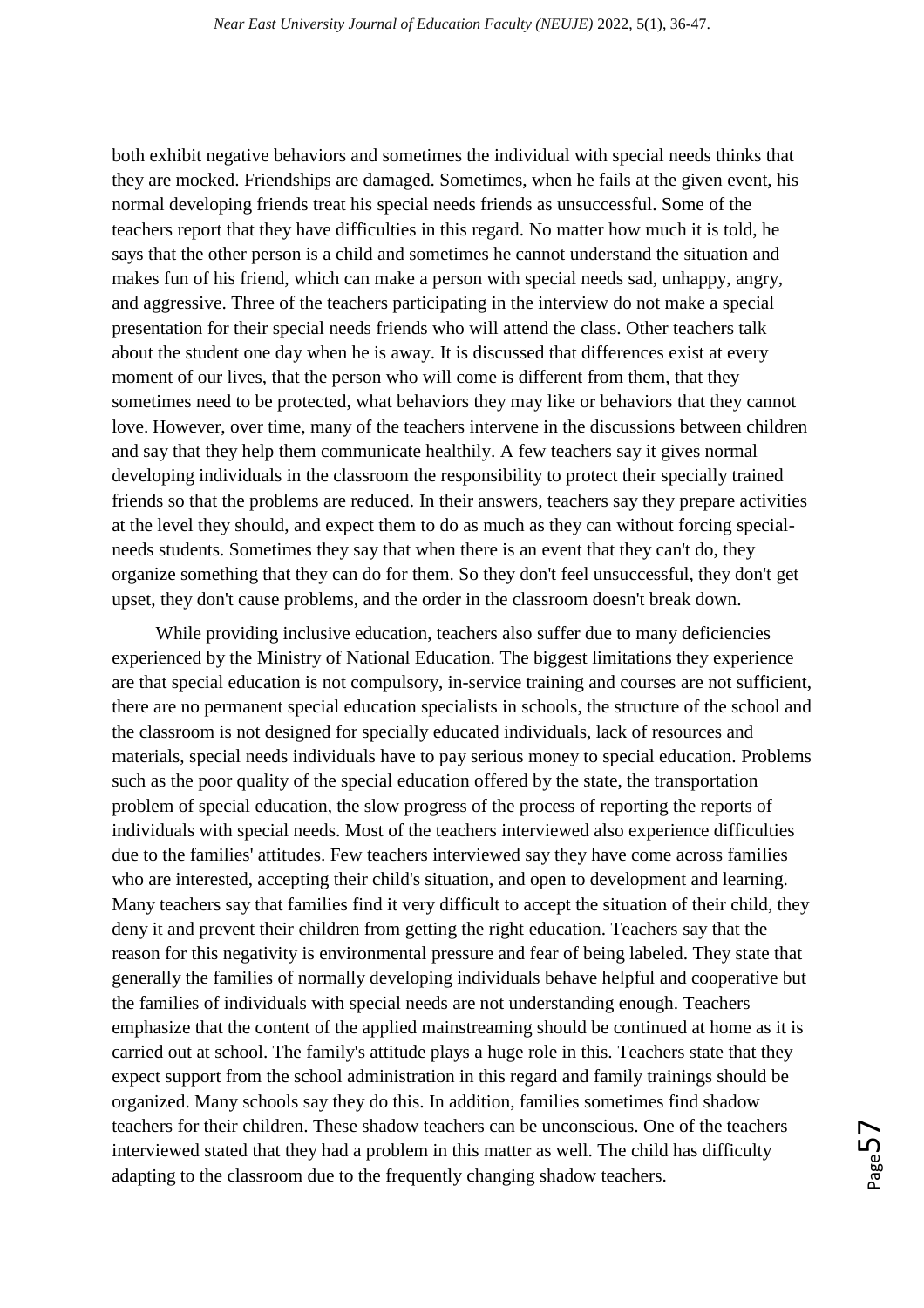both exhibit negative behaviors and sometimes the individual with special needs thinks that they are mocked. Friendships are damaged. Sometimes, when he fails at the given event, his normal developing friends treat his special needs friends as unsuccessful. Some of the teachers report that they have difficulties in this regard. No matter how much it is told, he says that the other person is a child and sometimes he cannot understand the situation and makes fun of his friend, which can make a person with special needs sad, unhappy, angry, and aggressive. Three of the teachers participating in the interview do not make a special presentation for their special needs friends who will attend the class. Other teachers talk about the student one day when he is away. It is discussed that differences exist at every moment of our lives, that the person who will come is different from them, that they sometimes need to be protected, what behaviors they may like or behaviors that they cannot love. However, over time, many of the teachers intervene in the discussions between children and say that they help them communicate healthily. A few teachers say it gives normal developing individuals in the classroom the responsibility to protect their specially trained friends so that the problems are reduced. In their answers, teachers say they prepare activities at the level they should, and expect them to do as much as they can without forcing special-needs students. Sometimes they say that when there is an event that they can't do, they organize something that they can do for them. So they don't feel unsuccessful, they don't get upset, they don't cause problems, and the order in the classroom doesn't break down.

While providing inclusive education, teachers also suffer due to many deficiencies experienced by the Ministry of National Education. The biggest limitations they experience are that special education is not compulsory, in-service training and courses are not sufficient, there are no permanent special education specialists in schools, the structure of the school and the classroom is not designed for specially educated individuals, lack of resources and materials, special needs individuals have to pay serious money to special education. Problems such as the poor quality of the special education offered by the state, the transportation problem of special education, the slow progress of the process of reporting the reports of individuals with special needs. Most of the teachers interviewed also experience difficulties due to the families' attitudes. Few teachers interviewed say they have come across families who are interested, accepting their child's situation, and open to development and learning. Many teachers say that families find it very difficult to accept the situation of their child, they deny it and prevent their children from getting the right education. Teachers say that the reason for this negativity is environmental pressure and fear of being labeled. They state that generally the families of normally developing individuals behave helpful and cooperative but the families of individuals with special needs are not understanding enough. Teachers emphasize that the content of the applied mainstreaming should be continued at home as it is carried out at school. The family's attitude plays a huge role in this. Teachers state that they expect support from the school administration in this regard and family trainings should be organized. Many schools say they do this. In addition, families sometimes find shadow teachers for their children. These shadow teachers can be unconscious. One of the teachers interviewed stated that they had a problem in this matter as well. The child has difficulty adapting to the classroom due to the frequently changing shadow teachers.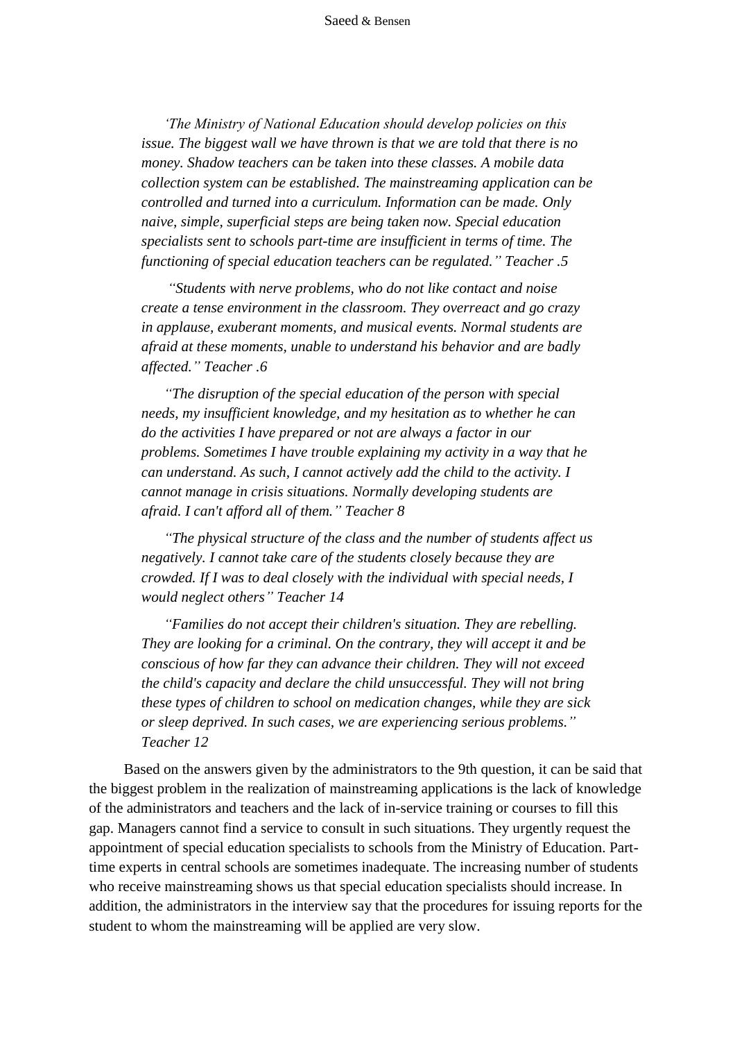*'The Ministry of National Education should develop policies on this issue. The biggest wall we have thrown is that we are told that there is no money. Shadow teachers can be taken into these classes. A mobile data collection system can be established. The mainstreaming application can be controlled and turned into a curriculum. Information can be made. Only naive, simple, superficial steps are being taken now. Special education specialists sent to schools part-time are insufficient in terms of time. The functioning of special education teachers can be regulated." Teacher .5*

*"Students with nerve problems, who do not like contact and noise create a tense environment in the classroom. They overreact and go crazy in applause, exuberant moments, and musical events. Normal students are afraid at these moments, unable to understand his behavior and are badly affected." Teacher .6*

*"The disruption of the special education of the person with special needs, my insufficient knowledge, and my hesitation as to whether he can do the activities I have prepared or not are always a factor in our problems. Sometimes I have trouble explaining my activity in a way that he can understand. As such, I cannot actively add the child to the activity. I cannot manage in crisis situations. Normally developing students are afraid. I can't afford all of them." Teacher 8*

*"The physical structure of the class and the number of students affect us negatively. I cannot take care of the students closely because they are crowded. If I was to deal closely with the individual with special needs, I would neglect others" Teacher 14*

*"Families do not accept their children's situation. They are rebelling. They are looking for a criminal. On the contrary, they will accept it and be conscious of how far they can advance their children. They will not exceed the child's capacity and declare the child unsuccessful. They will not bring these types of children to school on medication changes, while they are sick or sleep deprived. In such cases, we are experiencing serious problems." Teacher 12*

Based on the answers given by the administrators to the 9th question, it can be said that the biggest problem in the realization of mainstreaming applications is the lack of knowledge of the administrators and teachers and the lack of in-service training or courses to fill this gap. Managers cannot find a service to consult in such situations. They urgently request the appointment of special education specialists to schools from the Ministry of Education. Part-time experts in central schools are sometimes inadequate. The increasing number of students who receive mainstreaming shows us that special education specialists should increase. In addition, the administrators in the interview say that the procedures for issuing reports for the student to whom the mainstreaming will be applied are very slow.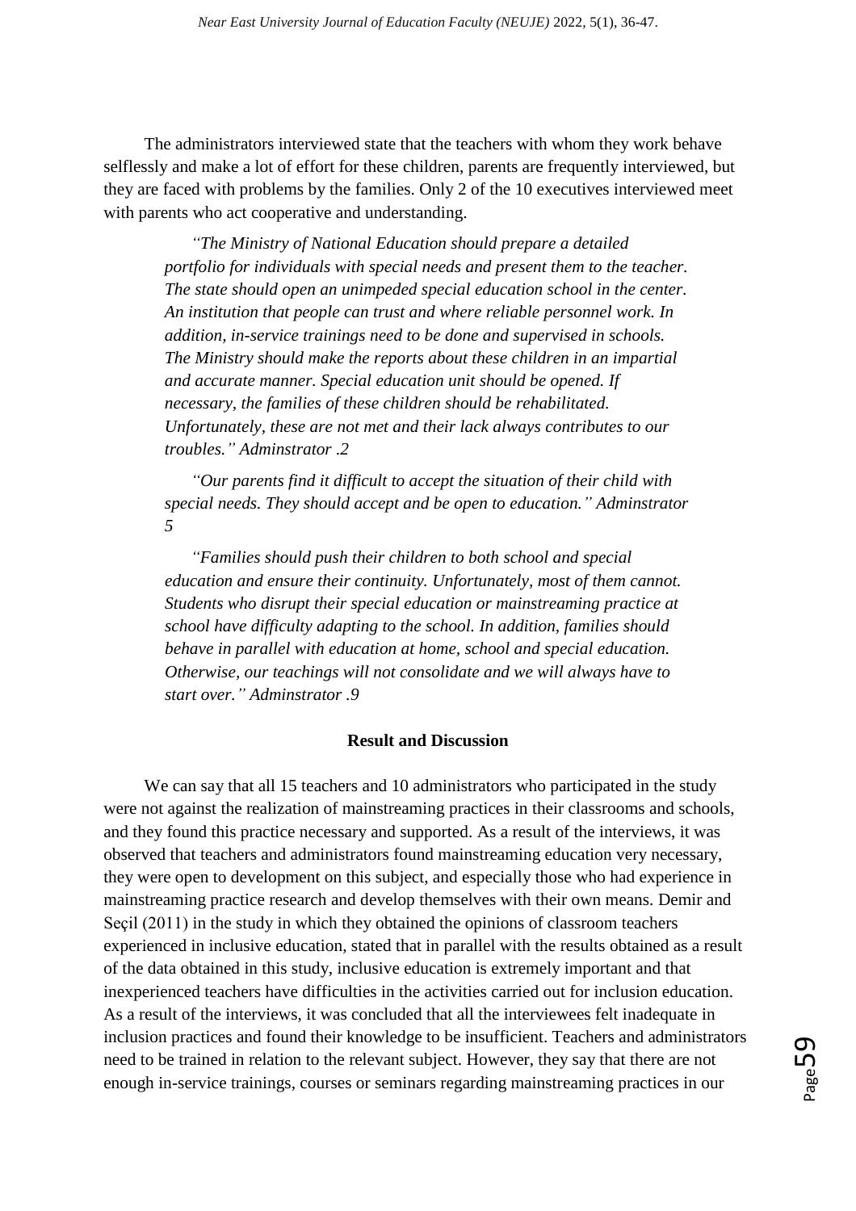The administrators interviewed state that the teachers with whom they work behave selflessly and make a lot of effort for these children, parents are frequently interviewed, but they are faced with problems by the families. Only 2 of the 10 executives interviewed meet with parents who act cooperative and understanding.

> *"The Ministry of National Education should prepare a detailed portfolio for individuals with special needs and present them to the teacher. The state should open an unimpeded special education school in the center. An institution that people can trust and where reliable personnel work. In addition, in-service trainings need to be done and supervised in schools. The Ministry should make the reports about these children in an impartial and accurate manner. Special education unit should be opened. If necessary, the families of these children should be rehabilitated. Unfortunately, these are not met and their lack always contributes to our troubles." Adminstrator .2*

> *"Our parents find it difficult to accept the situation of their child with special needs. They should accept and be open to education." Adminstrator 5*

> *"Families should push their children to both school and special education and ensure their continuity. Unfortunately, most of them cannot. Students who disrupt their special education or mainstreaming practice at school have difficulty adapting to the school. In addition, families should behave in parallel with education at home, school and special education. Otherwise, our teachings will not consolidate and we will always have to start over." Adminstrator .9*

## Result and Discussion

We can say that all 15 teachers and 10 administrators who participated in the study were not against the realization of mainstreaming practices in their classrooms and schools, and they found this practice necessary and supported. As a result of the interviews, it was observed that teachers and administrators found mainstreaming education very necessary, they were open to development on this subject, and especially those who had experience in mainstreaming practice research and develop themselves with their own means. Demir and Seçil (2011) in the study in which they obtained the opinions of classroom teachers experienced in inclusive education, stated that in parallel with the results obtained as a result of the data obtained in this study, inclusive education is extremely important and that inexperienced teachers have difficulties in the activities carried out for inclusion education. As a result of the interviews, it was concluded that all the interviewees felt inadequate in inclusion practices and found their knowledge to be insufficient. Teachers and administrators need to be trained in relation to the relevant subject. However, they say that there are not enough in-service trainings, courses or seminars regarding mainstreaming practices in our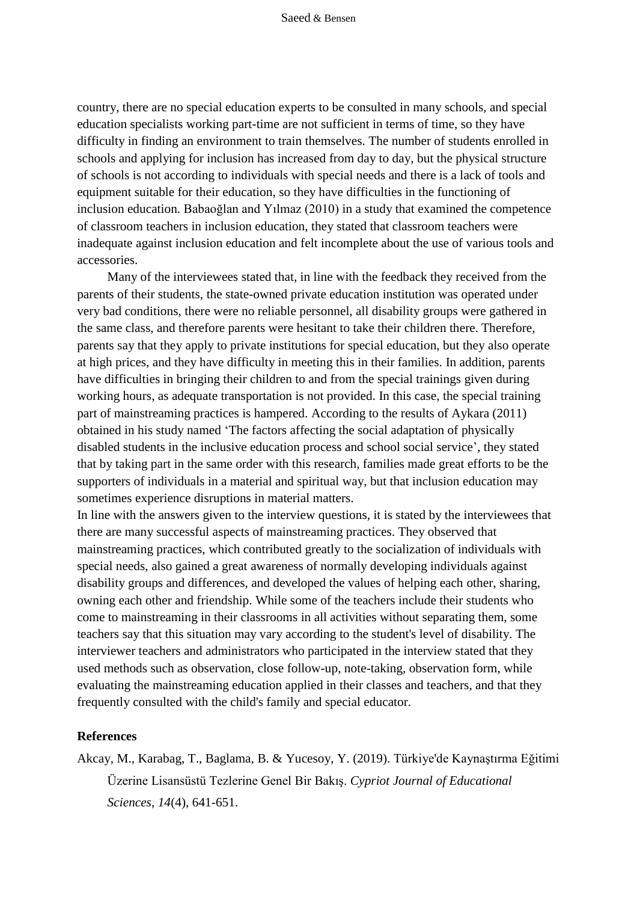country, there are no special education experts to be consulted in many schools, and special education specialists working part-time are not sufficient in terms of time, so they have difficulty in finding an environment to train themselves. The number of students enrolled in schools and applying for inclusion has increased from day to day, but the physical structure of schools is not according to individuals with special needs and there is a lack of tools and equipment suitable for their education, so they have difficulties in the functioning of inclusion education. Babaoğlan and Yılmaz (2010) in a study that examined the competence of classroom teachers in inclusion education, they stated that classroom teachers were inadequate against inclusion education and felt incomplete about the use of various tools and accessories.

Many of the interviewees stated that, in line with the feedback they received from the parents of their students, the state-owned private education institution was operated under very bad conditions, there were no reliable personnel, all disability groups were gathered in the same class, and therefore parents were hesitant to take their children there. Therefore, parents say that they apply to private institutions for special education, but they also operate at high prices, and they have difficulty in meeting this in their families. In addition, parents have difficulties in bringing their children to and from the special trainings given during working hours, as adequate transportation is not provided. In this case, the special training part of mainstreaming practices is hampered. According to the results of Aykara (2011) obtained in his study named 'The factors affecting the social adaptation of physically disabled students in the inclusive education process and school social service', they stated that by taking part in the same order with this research, families made great efforts to be the supporters of individuals in a material and spiritual way, but that inclusion education may sometimes experience disruptions in material matters.

In line with the answers given to the interview questions, it is stated by the interviewees that there are many successful aspects of mainstreaming practices. They observed that mainstreaming practices, which contributed greatly to the socialization of individuals with special needs, also gained a great awareness of normally developing individuals against disability groups and differences, and developed the values of helping each other, sharing, owning each other and friendship. While some of the teachers include their students who come to mainstreaming in their classrooms in all activities without separating them, some teachers say that this situation may vary according to the student's level of disability. The interviewer teachers and administrators who participated in the interview stated that they used methods such as observation, close follow-up, note-taking, observation form, while evaluating the mainstreaming education applied in their classes and teachers, and that they frequently consulted with the child's family and special educator.

## References

Akcay, M., Karabag, T., Baglama, B. & Yucesoy, Y. (2019). Türkiye'de Kaynaştırma Eğitimi Üzerine Lisansüstü Tezlerine Genel Bir Bakış. *Cypriot Journal of Educational Sciences*, *14*(4), 641-651.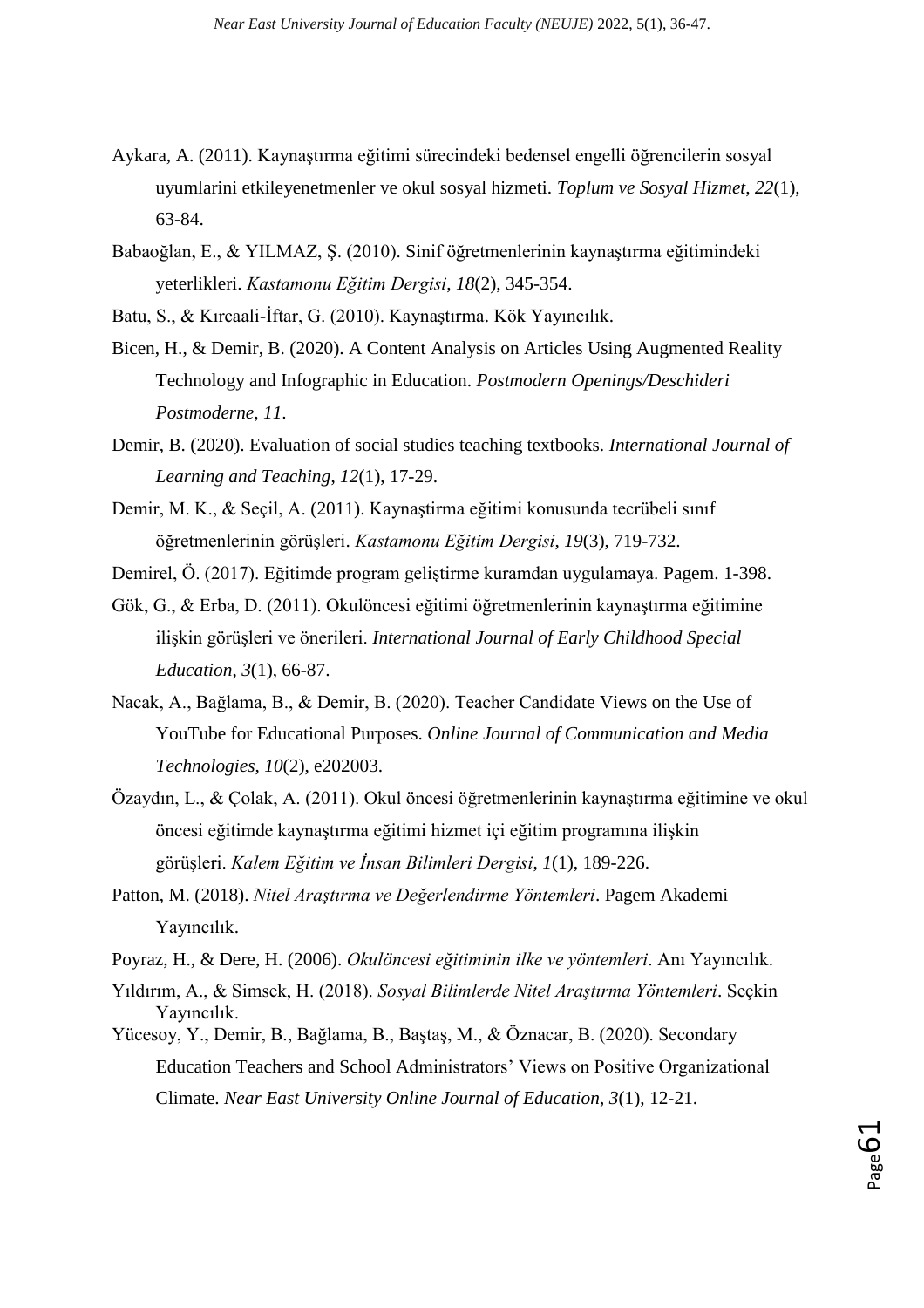Aykara, A. (2011). Kaynaştırma eğitimi sürecindeki bedensel engelli öğrencilerin sosyal uyumlarini etkileyenetmenler ve okul sosyal hizmeti. *Toplum ve Sosyal Hizmet*, *22*(1), 63-84.

Babaoğlan, E., & YILMAZ, Ş. (2010). Sinif öğretmenlerinin kaynaştırma eğitimindeki yeterlikleri. *Kastamonu Eğitim Dergisi*, *18*(2), 345-354.

Batu, S., & Kırcaali-İftar, G. (2010). Kaynaştırma. Kök Yayıncılık.

Bicen, H., & Demir, B. (2020). A Content Analysis on Articles Using Augmented Reality Technology and Infographic in Education. *Postmodern Openings/Deschideri Postmoderne*, *11*.

Demir, B. (2020). Evaluation of social studies teaching textbooks. *International Journal of Learning and Teaching*, *12*(1), 17-29.

Demir, M. K., & Seçil, A. (2011). Kaynaştirma eğitimi konusunda tecrübeli sınıf öğretmenlerinin görüşleri. *Kastamonu Eğitim Dergisi*, *19*(3), 719-732.

Demirel, Ö. (2017). Eğitimde program geliştirme kuramdan uygulamaya. Pagem. 1-398.

Gök, G., & Erba, D. (2011). Okulöncesi eğitimi öğretmenlerinin kaynaştırma eğitimine ilişkin görüşleri ve önerileri. *International Journal of Early Childhood Special Education*, *3*(1), 66-87.

Nacak, A., Bağlama, B., & Demir, B. (2020). Teacher Candidate Views on the Use of YouTube for Educational Purposes. *Online Journal of Communication and Media Technologies*, *10*(2), e202003.

Özaydın, L., & Çolak, A. (2011). Okul öncesi öğretmenlerinin kaynaştırma eğitimine ve okul öncesi eğitimde kaynaştırma eğitimi hizmet içi eğitim programına ilişkin görüşleri. *Kalem Eğitim ve İnsan Bilimleri Dergisi*, *1*(1), 189-226.

Patton, M. (2018). *Nitel Araştırma ve Değerlendirme Yöntemleri*. Pagem Akademi Yayıncılık.

Poyraz, H., & Dere, H. (2006). *Okulöncesi eğitiminin ilke ve yöntemleri*. Anı Yayıncılık.

Yıldırım, A., & Simsek, H. (2018). *Sosyal Bilimlerde Nitel Araştırma Yöntemleri*. Seçkin Yayıncılık.

Yücesoy, Y., Demir, B., Bağlama, B., Baştaş, M., & Öznacar, B. (2020). Secondary Education Teachers and School Administrators' Views on Positive Organizational Climate. *Near East University Online Journal of Education*, *3*(1), 12-21.